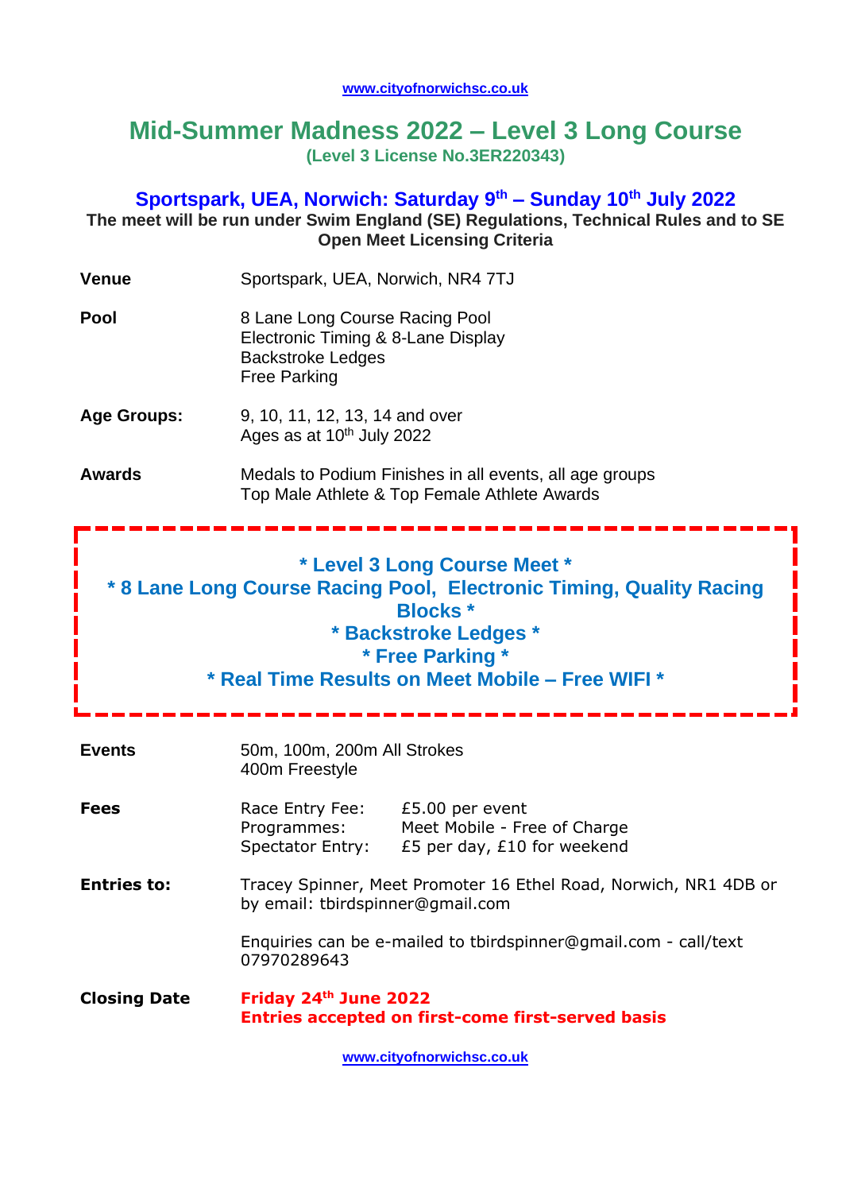www.cityofnorwichsc.co.uk

# Mid-Summer Madness 2022 – Level 3 Long Course

**(Level 3 License No.3ER220343)**

## Sportspark, UEA, Norwich: Saturday 9th – Sunday 10th July 2022

**The meet will be run under Swim England (SE) Regulations, Technical Rules and to SE Open Meet Licensing Criteria**

| | |
|---|---|
| **Venue** | Sportspark, UEA, Norwich, NR4 7TJ |
| **Pool** | 8 Lane Long Course Racing Pool<br>Electronic Timing & 8-Lane Display<br>Backstroke Ledges<br>Free Parking |
| **Age Groups:** | 9, 10, 11, 12, 13, 14 and over<br>Ages as at 10th July 2022 |
| **Awards** | Medals to Podium Finishes in all events, all age groups<br>Top Male Athlete & Top Female Athlete Awards |

**\* Level 3 Long Course Meet \***
**\* 8 Lane Long Course Racing Pool, Electronic Timing, Quality Racing Blocks \***
**\* Backstroke Ledges \***
**\* Free Parking \***
**\* Real Time Results on Meet Mobile – Free WIFI \***

| | | |
|---|---|---|
| **Events** | 50m, 100m, 200m All Strokes<br>400m Freestyle | |
| **Fees** | Race Entry Fee: | £5.00 per event |
| | Programmes: | Meet Mobile - Free of Charge |
| | Spectator Entry: | £5 per day, £10 for weekend |
| **Entries to:** | Tracey Spinner, Meet Promoter 16 Ethel Road, Norwich, NR1 4DB or by email: tbirdspinner@gmail.com | |
| | Enquiries can be e-mailed to tbirdspinner@gmail.com - call/text 07970289643 | |
| **Closing Date** | **Friday 24th June 2022**<br>**Entries accepted on first-come first-served basis** | |

www.cityofnorwichsc.co.uk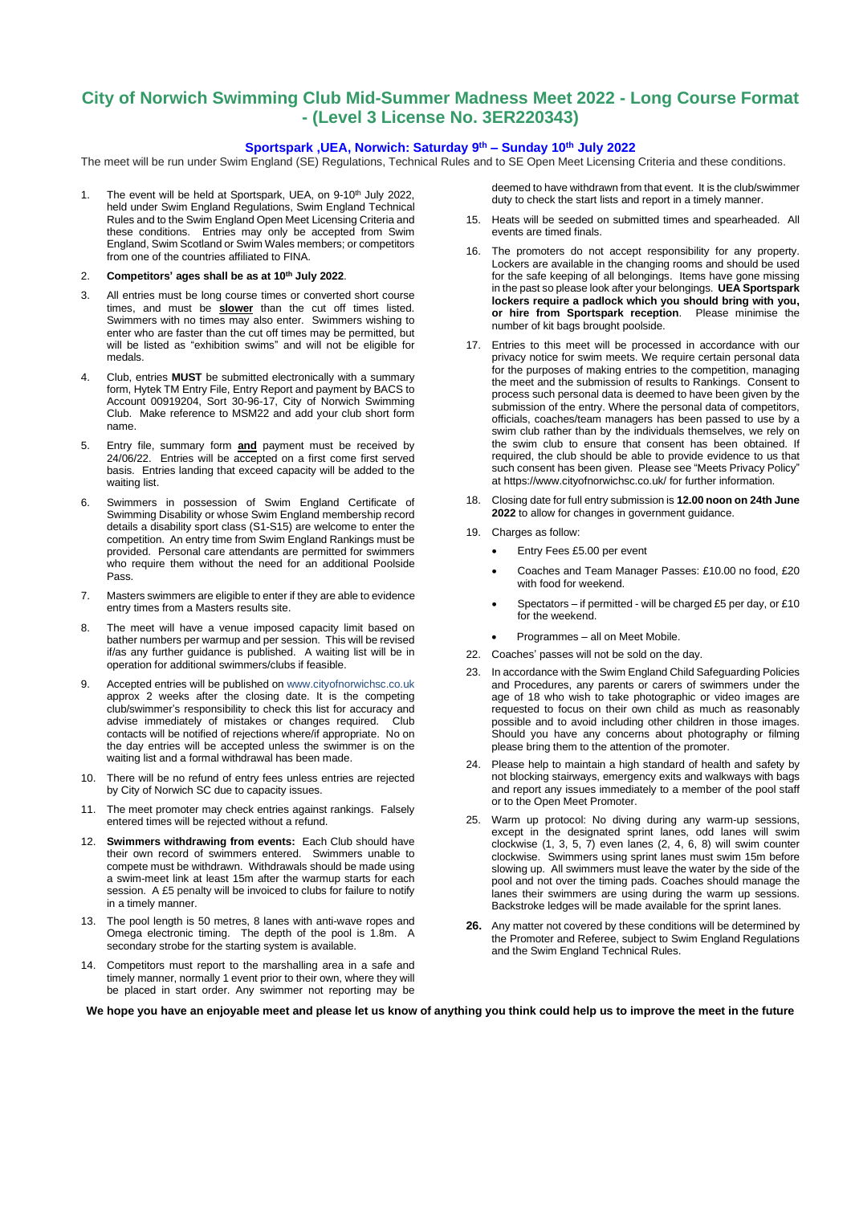# City of Norwich Swimming Club Mid-Summer Madness Meet 2022 - Long Course Format - (Level 3 License No. 3ER220343)

## Sportspark ,UEA, Norwich: Saturday 9th – Sunday 10th July 2022

The meet will be run under Swim England (SE) Regulations, Technical Rules and to SE Open Meet Licensing Criteria and these conditions.

1. The event will be held at Sportspark, UEA, on 9-10th July 2022, held under Swim England Regulations, Swim England Technical Rules and to the Swim England Open Meet Licensing Criteria and these conditions. Entries may only be accepted from Swim England, Swim Scotland or Swim Wales members; or competitors from one of the countries affiliated to FINA.
2. **Competitors' ages shall be as at 10th July 2022**.
3. All entries must be long course times or converted short course times, and must be **slower** than the cut off times listed. Swimmers with no times may also enter. Swimmers wishing to enter who are faster than the cut off times may be permitted, but will be listed as "exhibition swims" and will not be eligible for medals.
4. Club, entries **MUST** be submitted electronically with a summary form, Hytek TM Entry File, Entry Report and payment by BACS to Account 00919204, Sort 30-96-17, City of Norwich Swimming Club. Make reference to MSM22 and add your club short form name.
5. Entry file, summary form **and** payment must be received by 24/06/22. Entries will be accepted on a first come first served basis. Entries landing that exceed capacity will be added to the waiting list.
6. Swimmers in possession of Swim England Certificate of Swimming Disability or whose Swim England membership record details a disability sport class (S1-S15) are welcome to enter the competition. An entry time from Swim England Rankings must be provided. Personal care attendants are permitted for swimmers who require them without the need for an additional Poolside Pass.
7. Masters swimmers are eligible to enter if they are able to evidence entry times from a Masters results site.
8. The meet will have a venue imposed capacity limit based on bather numbers per warmup and per session. This will be revised if/as any further guidance is published. A waiting list will be in operation for additional swimmers/clubs if feasible.
9. Accepted entries will be published on www.cityofnorwichsc.co.uk approx 2 weeks after the closing date. It is the competing club/swimmer's responsibility to check this list for accuracy and advise immediately of mistakes or changes required. Club contacts will be notified of rejections where/if appropriate. No on the day entries will be accepted unless the swimmer is on the waiting list and a formal withdrawal has been made.
10. There will be no refund of entry fees unless entries are rejected by City of Norwich SC due to capacity issues.
11. The meet promoter may check entries against rankings. Falsely entered times will be rejected without a refund.
12. **Swimmers withdrawing from events:** Each Club should have their own record of swimmers entered. Swimmers unable to compete must be withdrawn. Withdrawals should be made using a swim-meet link at least 15m after the warmup starts for each session. A £5 penalty will be invoiced to clubs for failure to notify in a timely manner.
13. The pool length is 50 metres, 8 lanes with anti-wave ropes and Omega electronic timing. The depth of the pool is 1.8m. A secondary strobe for the starting system is available.
14. Competitors must report to the marshalling area in a safe and timely manner, normally 1 event prior to their own, where they will be placed in start order. Any swimmer not reporting may be deemed to have withdrawn from that event. It is the club/swimmer duty to check the start lists and report in a timely manner.
15. Heats will be seeded on submitted times and spearheaded. All events are timed finals.
16. The promoters do not accept responsibility for any property. Lockers are available in the changing rooms and should be used for the safe keeping of all belongings. Items have gone missing in the past so please look after your belongings. **UEA Sportspark lockers require a padlock which you should bring with you, or hire from Sportspark reception**. Please minimise the number of kit bags brought poolside.
17. Entries to this meet will be processed in accordance with our privacy notice for swim meets. We require certain personal data for the purposes of making entries to the competition, managing the meet and the submission of results to Rankings. Consent to process such personal data is deemed to have been given by the submission of the entry. Where the personal data of competitors, officials, coaches/team managers has been passed to use by a swim club rather than by the individuals themselves, we rely on the swim club to ensure that consent has been obtained. If required, the club should be able to provide evidence to us that such consent has been given. Please see "Meets Privacy Policy" at https://www.cityofnorwichsc.co.uk/ for further information.
18. Closing date for full entry submission is **12.00 noon on 24th June 2022** to allow for changes in government guidance.
19. Charges as follow:
    - Entry Fees £5.00 per event
    - Coaches and Team Manager Passes: £10.00 no food, £20 with food for weekend.
    - Spectators – if permitted - will be charged £5 per day, or £10 for the weekend.
    - Programmes – all on Meet Mobile.
22. Coaches' passes will not be sold on the day.
23. In accordance with the Swim England Child Safeguarding Policies and Procedures, any parents or carers of swimmers under the age of 18 who wish to take photographic or video images are requested to focus on their own child as much as reasonably possible and to avoid including other children in those images. Should you have any concerns about photography or filming please bring them to the attention of the promoter.
24. Please help to maintain a high standard of health and safety by not blocking stairways, emergency exits and walkways with bags and report any issues immediately to a member of the pool staff or to the Open Meet Promoter.
25. Warm up protocol: No diving during any warm-up sessions, except in the designated sprint lanes, odd lanes will swim clockwise (1, 3, 5, 7) even lanes (2, 4, 6, 8) will swim counter clockwise. Swimmers using sprint lanes must swim 15m before slowing up. All swimmers must leave the water by the side of the pool and not over the timing pads. Coaches should manage the lanes their swimmers are using during the warm up sessions. Backstroke ledges will be made available for the sprint lanes.
26. Any matter not covered by these conditions will be determined by the Promoter and Referee, subject to Swim England Regulations and the Swim England Technical Rules.

**We hope you have an enjoyable meet and please let us know of anything you think could help us to improve the meet in the future**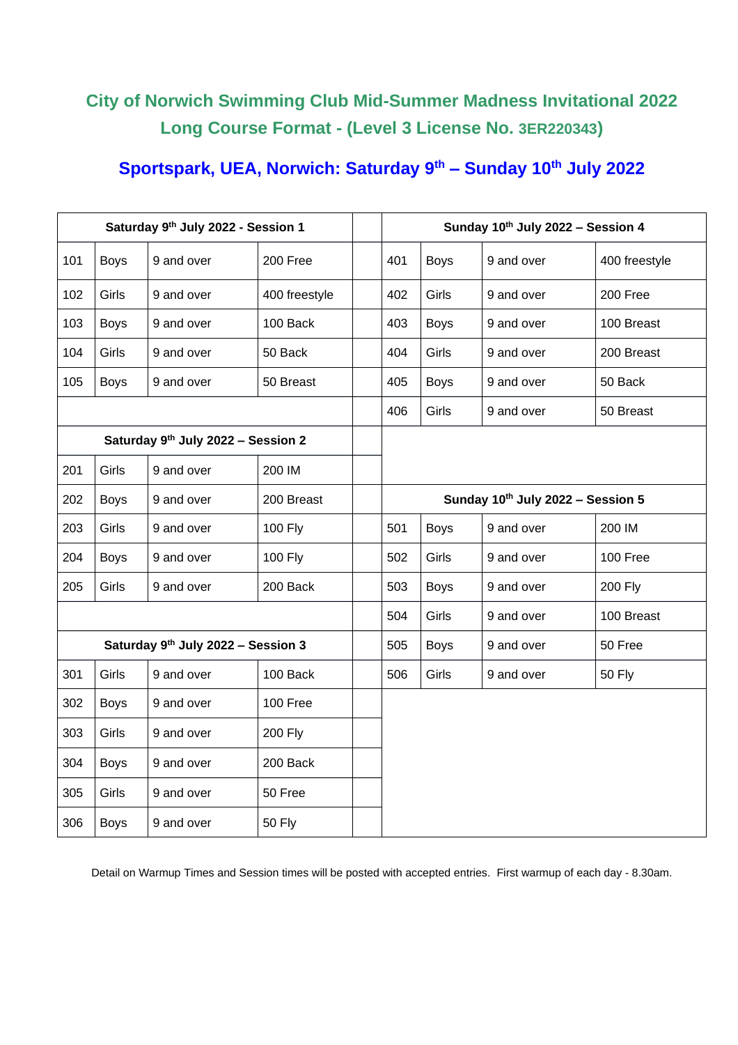# City of Norwich Swimming Club Mid-Summer Madness Invitational 2022

## Long Course Format - (Level 3 License No. 3ER220343)

## Sportspark, UEA, Norwich: Saturday 9th – Sunday 10th July 2022

| Saturday 9th July 2022 - Session 1 | | | | | Sunday 10th July 2022 – Session 4 | | | |
|---|---|---|---|---|---|---|---|---|
| 101 | Boys | 9 and over | 200 Free | | 401 | Boys | 9 and over | 400 freestyle |
| 102 | Girls | 9 and over | 400 freestyle | | 402 | Girls | 9 and over | 200 Free |
| 103 | Boys | 9 and over | 100 Back | | 403 | Boys | 9 and over | 100 Breast |
| 104 | Girls | 9 and over | 50 Back | | 404 | Girls | 9 and over | 200 Breast |
| 105 | Boys | 9 and over | 50 Breast | | 405 | Boys | 9 and over | 50 Back |
| | | | | | 406 | Girls | 9 and over | 50 Breast |
| **Saturday 9th July 2022 – Session 2** | | | | | | | | |
| 201 | Girls | 9 and over | 200 IM | | | | | |
| 202 | Boys | 9 and over | 200 Breast | | **Sunday 10th July 2022 – Session 5** | | | |
| 203 | Girls | 9 and over | 100 Fly | | 501 | Boys | 9 and over | 200 IM |
| 204 | Boys | 9 and over | 100 Fly | | 502 | Girls | 9 and over | 100 Free |
| 205 | Girls | 9 and over | 200 Back | | 503 | Boys | 9 and over | 200 Fly |
| | | | | | 504 | Girls | 9 and over | 100 Breast |
| **Saturday 9th July 2022 – Session 3** | | | | | 505 | Boys | 9 and over | 50 Free |
| 301 | Girls | 9 and over | 100 Back | | 506 | Girls | 9 and over | 50 Fly |
| 302 | Boys | 9 and over | 100 Free | | | | | |
| 303 | Girls | 9 and over | 200 Fly | | | | | |
| 304 | Boys | 9 and over | 200 Back | | | | | |
| 305 | Girls | 9 and over | 50 Free | | | | | |
| 306 | Boys | 9 and over | 50 Fly | | | | | |

Detail on Warmup Times and Session times will be posted with accepted entries. First warmup of each day - 8.30am.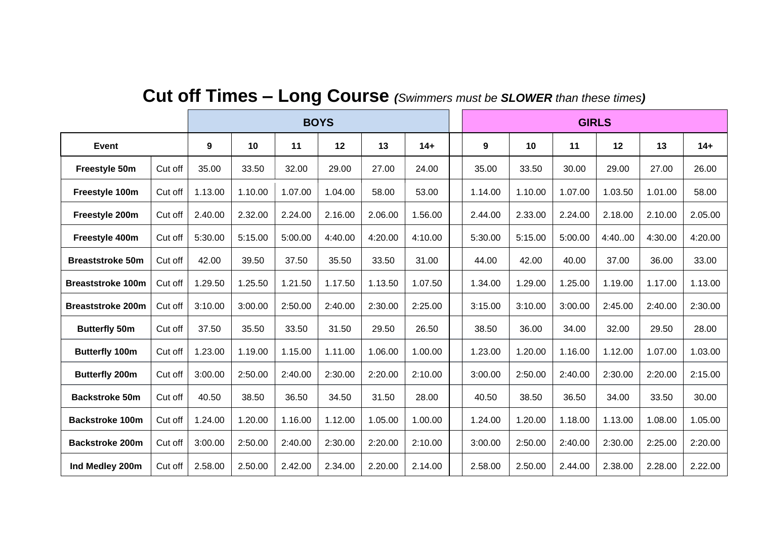# Cut off Times – Long Course *(Swimmers must be **SLOWER** than these times)*

| Event | | BOYS | | | | | | | GIRLS | | | | | |
|---|---|---|---|---|---|---|---|---|---|---|---|---|---|---|
| | | 9 | 10 | 11 | 12 | 13 | 14+ | | 9 | 10 | 11 | 12 | 13 | 14+ |
| **Freestyle 50m** | Cut off | 35.00 | 33.50 | 32.00 | 29.00 | 27.00 | 24.00 | | 35.00 | 33.50 | 30.00 | 29.00 | 27.00 | 26.00 |
| **Freestyle 100m** | Cut off | 1.13.00 | 1.10.00 | 1.07.00 | 1.04.00 | 58.00 | 53.00 | | 1.14.00 | 1.10.00 | 1.07.00 | 1.03.50 | 1.01.00 | 58.00 |
| **Freestyle 200m** | Cut off | 2.40.00 | 2.32.00 | 2.24.00 | 2.16.00 | 2.06.00 | 1.56.00 | | 2.44.00 | 2.33.00 | 2.24.00 | 2.18.00 | 2.10.00 | 2.05.00 |
| **Freestyle 400m** | Cut off | 5:30.00 | 5:15.00 | 5:00.00 | 4:40.00 | 4:20.00 | 4:10.00 | | 5:30.00 | 5:15.00 | 5:00.00 | 4:40..00 | 4:30.00 | 4:20.00 |
| **Breaststroke 50m** | Cut off | 42.00 | 39.50 | 37.50 | 35.50 | 33.50 | 31.00 | | 44.00 | 42.00 | 40.00 | 37.00 | 36.00 | 33.00 |
| **Breaststroke 100m** | Cut off | 1.29.50 | 1.25.50 | 1.21.50 | 1.17.50 | 1.13.50 | 1.07.50 | | 1.34.00 | 1.29.00 | 1.25.00 | 1.19.00 | 1.17.00 | 1.13.00 |
| **Breaststroke 200m** | Cut off | 3:10.00 | 3:00.00 | 2:50.00 | 2:40.00 | 2:30.00 | 2:25.00 | | 3:15.00 | 3:10.00 | 3:00.00 | 2:45.00 | 2:40.00 | 2:30.00 |
| **Butterfly 50m** | Cut off | 37.50 | 35.50 | 33.50 | 31.50 | 29.50 | 26.50 | | 38.50 | 36.00 | 34.00 | 32.00 | 29.50 | 28.00 |
| **Butterfly 100m** | Cut off | 1.23.00 | 1.19.00 | 1.15.00 | 1.11.00 | 1.06.00 | 1.00.00 | | 1.23.00 | 1.20.00 | 1.16.00 | 1.12.00 | 1.07.00 | 1.03.00 |
| **Butterfly 200m** | Cut off | 3:00.00 | 2:50.00 | 2:40.00 | 2:30.00 | 2:20.00 | 2:10.00 | | 3:00.00 | 2:50.00 | 2:40.00 | 2:30.00 | 2:20.00 | 2:15.00 |
| **Backstroke 50m** | Cut off | 40.50 | 38.50 | 36.50 | 34.50 | 31.50 | 28.00 | | 40.50 | 38.50 | 36.50 | 34.00 | 33.50 | 30.00 |
| **Backstroke 100m** | Cut off | 1.24.00 | 1.20.00 | 1.16.00 | 1.12.00 | 1.05.00 | 1.00.00 | | 1.24.00 | 1.20.00 | 1.18.00 | 1.13.00 | 1.08.00 | 1.05.00 |
| **Backstroke 200m** | Cut off | 3:00.00 | 2:50.00 | 2:40.00 | 2:30.00 | 2:20.00 | 2:10.00 | | 3:00.00 | 2:50.00 | 2:40.00 | 2:30.00 | 2:25.00 | 2:20.00 |
| **Ind Medley 200m** | Cut off | 2.58.00 | 2.50.00 | 2.42.00 | 2.34.00 | 2.20.00 | 2.14.00 | | 2.58.00 | 2.50.00 | 2.44.00 | 2.38.00 | 2.28.00 | 2.22.00 |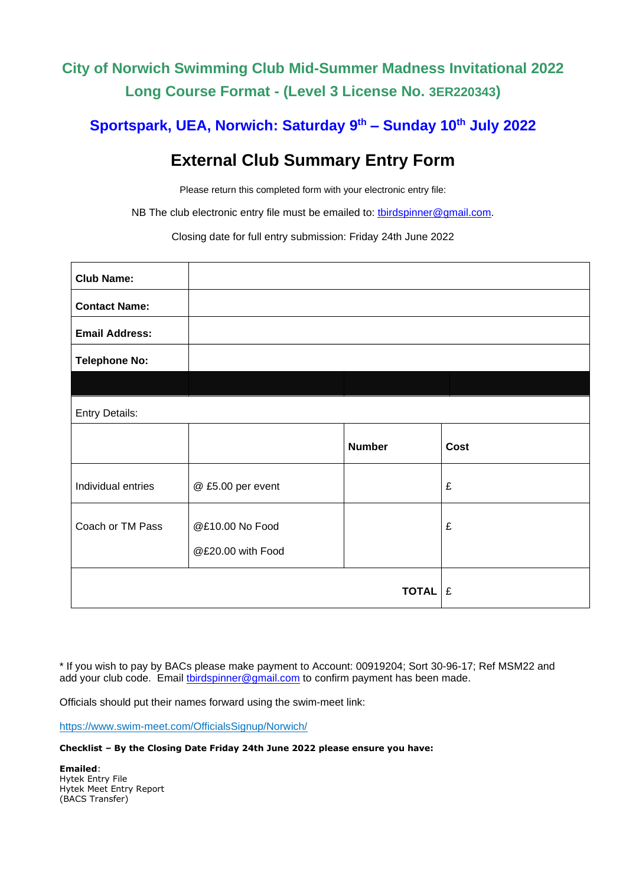# City of Norwich Swimming Club Mid-Summer Madness Invitational 2022

## Long Course Format - (Level 3 License No. 3ER220343)

## Sportspark, UEA, Norwich: Saturday 9th – Sunday 10th July 2022

# External Club Summary Entry Form

Please return this completed form with your electronic entry file:

NB The club electronic entry file must be emailed to: tbirdspinner@gmail.com.

Closing date for full entry submission: Friday 24th June 2022

| **Club Name:** | | | |
|---|---|---|---|
| **Contact Name:** | | | |
| **Email Address:** | | | |
| **Telephone No:** | | | |
| | | | |
| Entry Details: | | | |
| | | **Number** | **Cost** |
| Individual entries | @ £5.00 per event | | £ |
| Coach or TM Pass | @£10.00 No Food<br>@£20.00 with Food | | £ |
| | | **TOTAL** | £ |

* If you wish to pay by BACs please make payment to Account: 00919204; Sort 30-96-17; Ref MSM22 and add your club code. Email tbirdspinner@gmail.com to confirm payment has been made.

Officials should put their names forward using the swim-meet link:

https://www.swim-meet.com/OfficialsSignup/Norwich/

**Checklist – By the Closing Date Friday 24th June 2022 please ensure you have:**

**Emailed**:
Hytek Entry File
Hytek Meet Entry Report
(BACS Transfer)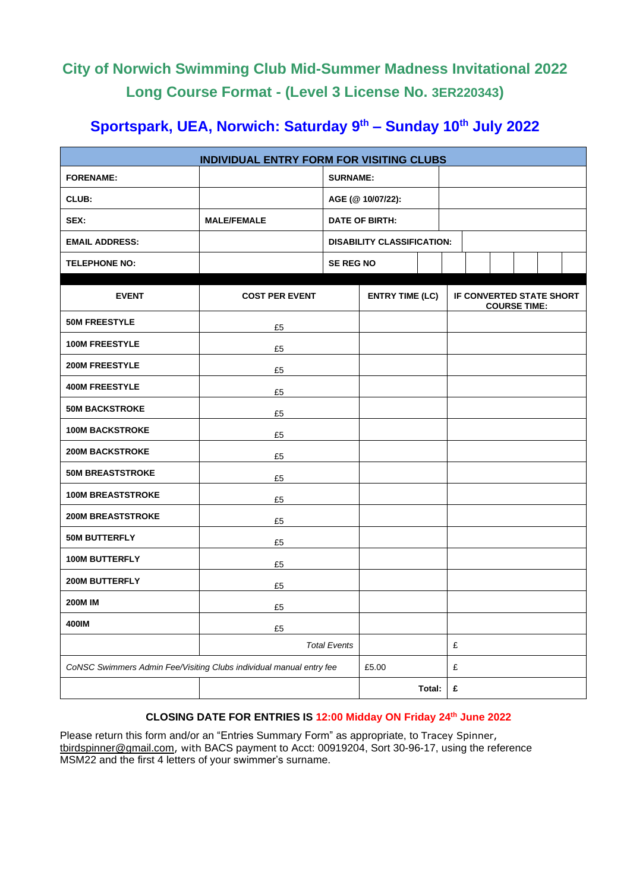# City of Norwich Swimming Club Mid-Summer Madness Invitational 2022

## Long Course Format - (Level 3 License No. 3ER220343)

## Sportspark, UEA, Norwich: Saturday 9th – Sunday 10th July 2022

| INDIVIDUAL ENTRY FORM FOR VISITING CLUBS | | | |
|---|---|---|---|
| **FORENAME:** | | **SURNAME:** | |
| **CLUB:** | | **AGE (@ 10/07/22):** | |
| **SEX:** | **MALE/FEMALE** | **DATE OF BIRTH:** | |
| **EMAIL ADDRESS:** | | **DISABILITY CLASSIFICATION:** | |
| **TELEPHONE NO:** | | **SE REG NO** | |

| **EVENT** | **COST PER EVENT** | **ENTRY TIME (LC)** | **IF CONVERTED STATE SHORT COURSE TIME:** |
|---|---|---|---|
| **50M FREESTYLE** | £5 | | |
| **100M FREESTYLE** | £5 | | |
| **200M FREESTYLE** | £5 | | |
| **400M FREESTYLE** | £5 | | |
| **50M BACKSTROKE** | £5 | | |
| **100M BACKSTROKE** | £5 | | |
| **200M BACKSTROKE** | £5 | | |
| **50M BREASTSTROKE** | £5 | | |
| **100M BREASTSTROKE** | £5 | | |
| **200M BREASTSTROKE** | £5 | | |
| **50M BUTTERFLY** | £5 | | |
| **100M BUTTERFLY** | £5 | | |
| **200M BUTTERFLY** | £5 | | |
| **200M IM** | £5 | | |
| **400IM** | £5 | | |
| | *Total Events* | | £ |
| *CoNSC Swimmers Admin Fee/Visiting Clubs individual manual entry fee* | | £5.00 | £ |
| | | **Total:** | **£** |

**CLOSING DATE FOR ENTRIES IS 12:00 Midday ON Friday 24th June 2022**

Please return this form and/or an "Entries Summary Form" as appropriate, to Tracey Spinner, tbirdspinner@gmail.com, with BACS payment to Acct: 00919204, Sort 30-96-17, using the reference MSM22 and the first 4 letters of your swimmer's surname.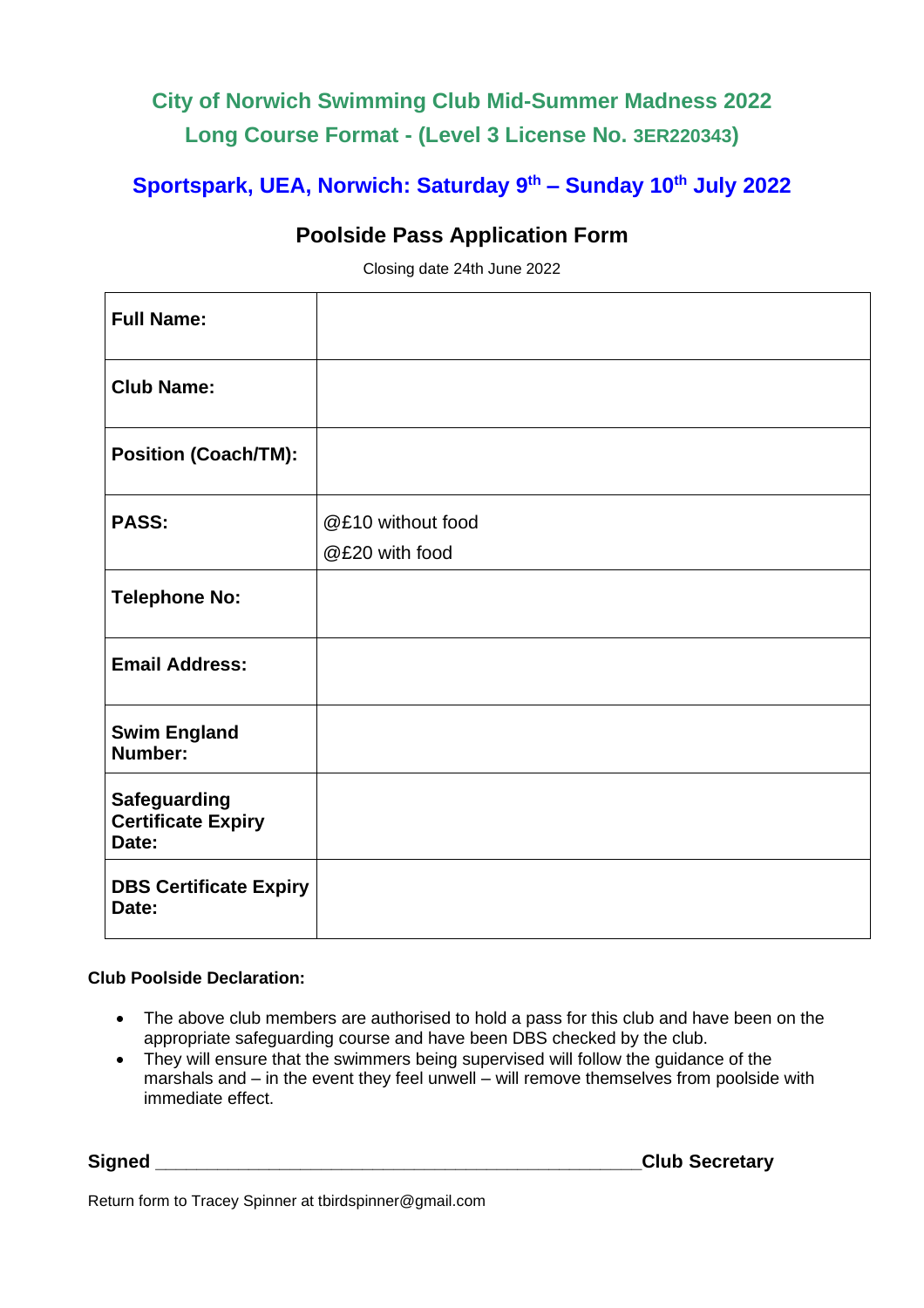## City of Norwich Swimming Club Mid-Summer Madness 2022

## Long Course Format - (Level 3 License No. 3ER220343)

## Sportspark, UEA, Norwich: Saturday 9th – Sunday 10th July 2022

### Poolside Pass Application Form

Closing date 24th June 2022

| | |
|---|---|
| **Full Name:** | |
| **Club Name:** | |
| **Position (Coach/TM):** | |
| **PASS:** | @£10 without food<br>@£20 with food |
| **Telephone No:** | |
| **Email Address:** | |
| **Swim England Number:** | |
| **Safeguarding Certificate Expiry Date:** | |
| **DBS Certificate Expiry Date:** | |

**Club Poolside Declaration:**

- The above club members are authorised to hold a pass for this club and have been on the appropriate safeguarding course and have been DBS checked by the club.
- They will ensure that the swimmers being supervised will follow the guidance of the marshals and – in the event they feel unwell – will remove themselves from poolside with immediate effect.

**Signed** ________________________________________________**Club Secretary**

Return form to Tracey Spinner at tbirdspinner@gmail.com